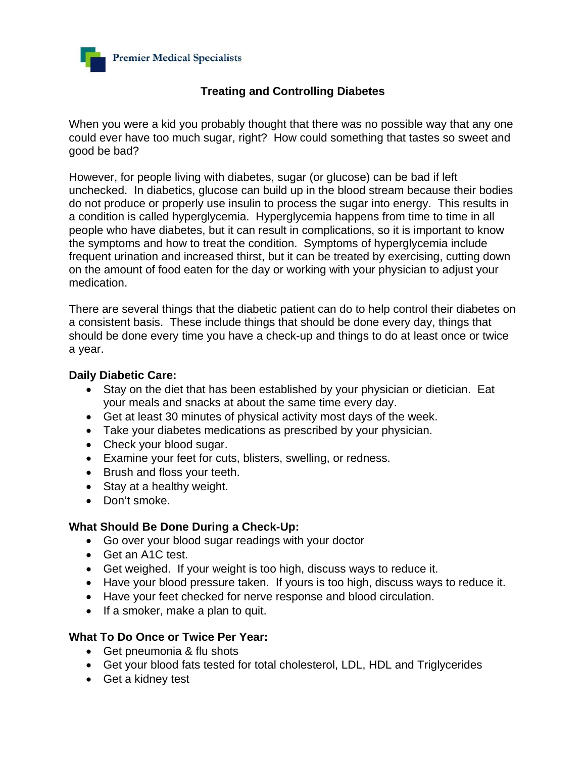Premier Medical Specialists

# Treating and Controlling Diabetes

When you were a kid you probably thought that there was no possible way that any one could ever have too much sugar, right? How could something that tastes so sweet and good be bad?

However, for people living with diabetes, sugar (or glucose) can be bad if left unchecked. In diabetics, glucose can build up in the blood stream because their bodies do not produce or properly use insulin to process the sugar into energy. This results in a condition is called hyperglycemia. Hyperglycemia happens from time to time in all people who have diabetes, but it can result in complications, so it is important to know the symptoms and how to treat the condition. Symptoms of hyperglycemia include frequent urination and increased thirst, but it can be treated by exercising, cutting down on the amount of food eaten for the day or working with your physician to adjust your medication.

There are several things that the diabetic patient can do to help control their diabetes on a consistent basis. These include things that should be done every day, things that should be done every time you have a check-up and things to do at least once or twice a year.

**Daily Diabetic Care:**

- Stay on the diet that has been established by your physician or dietician. Eat your meals and snacks at about the same time every day.
- Get at least 30 minutes of physical activity most days of the week.
- Take your diabetes medications as prescribed by your physician.
- Check your blood sugar.
- Examine your feet for cuts, blisters, swelling, or redness.
- Brush and floss your teeth.
- Stay at a healthy weight.
- Don't smoke.

**What Should Be Done During a Check-Up:**

- Go over your blood sugar readings with your doctor
- Get an A1C test.
- Get weighed. If your weight is too high, discuss ways to reduce it.
- Have your blood pressure taken. If yours is too high, discuss ways to reduce it.
- Have your feet checked for nerve response and blood circulation.
- If a smoker, make a plan to quit.

**What To Do Once or Twice Per Year:**

- Get pneumonia & flu shots
- Get your blood fats tested for total cholesterol, LDL, HDL and Triglycerides
- Get a kidney test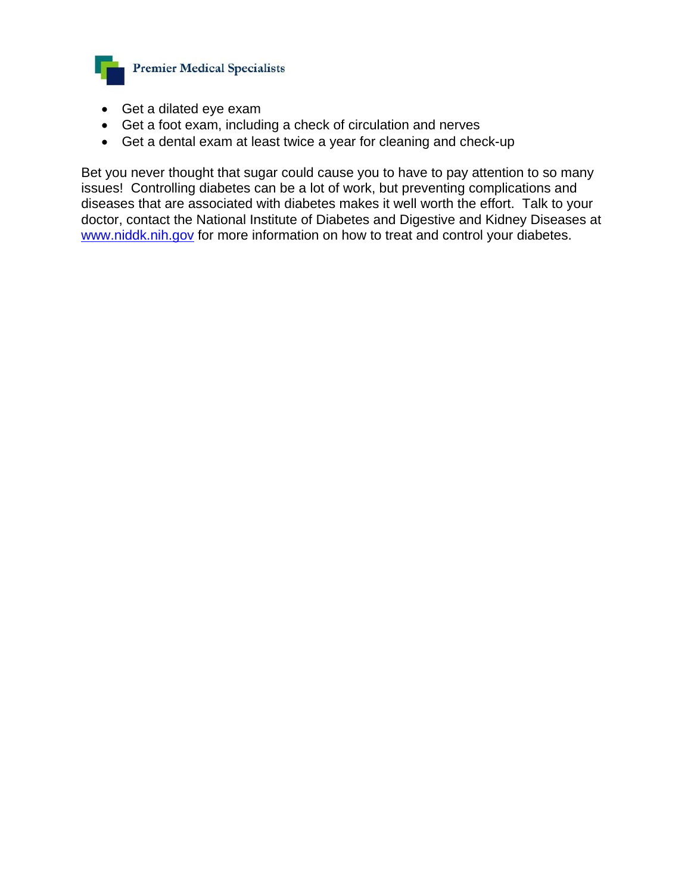- Get a dilated eye exam
- Get a foot exam, including a check of circulation and nerves
- Get a dental exam at least twice a year for cleaning and check-up

Bet you never thought that sugar could cause you to have to pay attention to so many issues! Controlling diabetes can be a lot of work, but preventing complications and diseases that are associated with diabetes makes it well worth the effort. Talk to your doctor, contact the National Institute of Diabetes and Digestive and Kidney Diseases at www.niddk.nih.gov for more information on how to treat and control your diabetes.